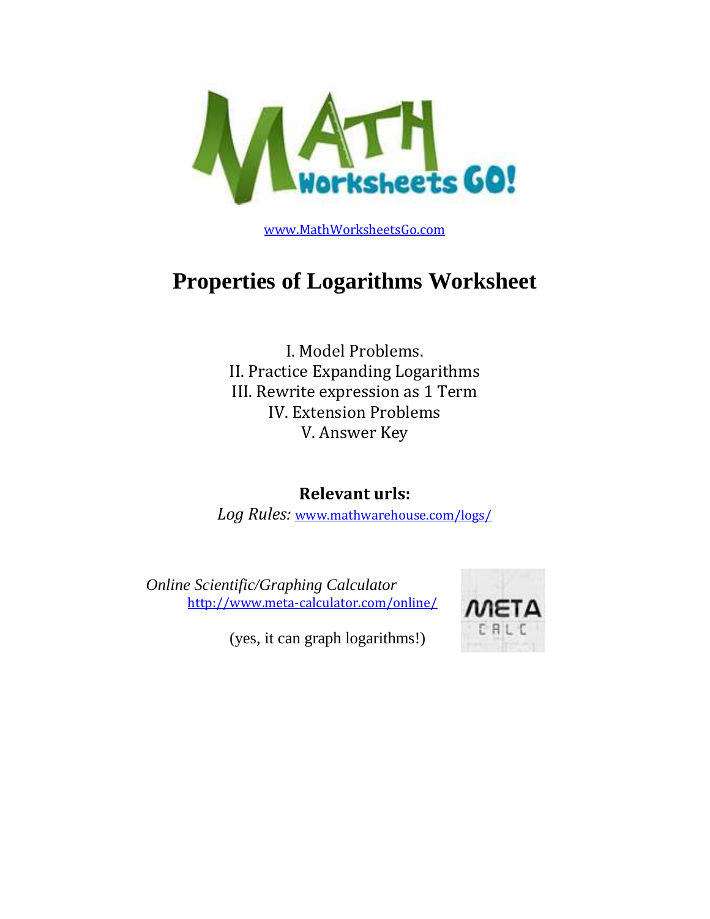www.MathWorksheetsGo.com

# Properties of Logarithms Worksheet

I. Model Problems.
II. Practice Expanding Logarithms
III. Rewrite expression as 1 Term
IV. Extension Problems
V. Answer Key

**Relevant urls:**

*Log Rules:* www.mathwarehouse.com/logs/

*Online Scientific/Graphing Calculator*
http://www.meta-calculator.com/online/

(yes, it can graph logarithms!)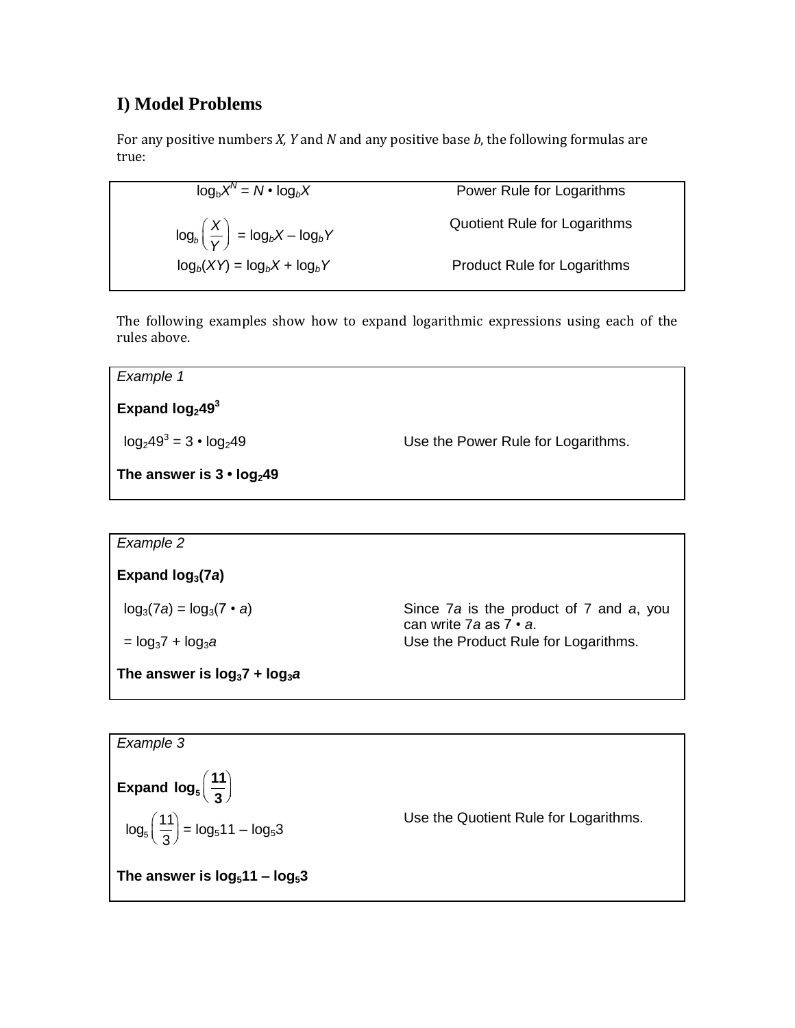## I) Model Problems

For any positive numbers *X*, *Y* and *N* and any positive base *b*, the following formulas are true:

| | |
|---|---|
| $\log_b X^N = N \cdot \log_b X$ | Power Rule for Logarithms |
| $\log_b \left(\dfrac{X}{Y}\right) = \log_b X - \log_b Y$ | Quotient Rule for Logarithms |
| $\log_b(XY) = \log_b X + \log_b Y$ | Product Rule for Logarithms |

The following examples show how to expand logarithmic expressions using each of the rules above.

*Example 1*

**Expand $\log_2 49^3$**

| | |
|---|---|
| $\log_2 49^3 = 3 \cdot \log_2 49$ | Use the Power Rule for Logarithms. |

**The answer is $3 \cdot \log_2 49$**

*Example 2*

**Expand $\log_3(7a)$**

| | |
|---|---|
| $\log_3(7a) = \log_3(7 \cdot a)$ | Since $7a$ is the product of 7 and $a$, you can write $7a$ as $7 \cdot a$. |
| $= \log_3 7 + \log_3 a$ | Use the Product Rule for Logarithms. |

**The answer is $\log_3 7 + \log_3 a$**

*Example 3*

**Expand $\log_5\left(\dfrac{11}{3}\right)$**

| | |
|---|---|
| $\log_5\left(\dfrac{11}{3}\right) = \log_5 11 - \log_5 3$ | Use the Quotient Rule for Logarithms. |

**The answer is $\log_5 11 - \log_5 3$**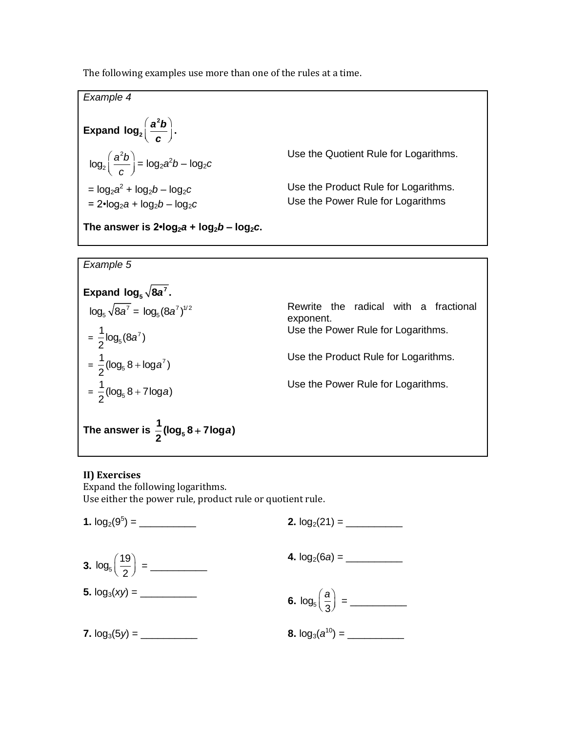The following examples use more than one of the rules at a time.

*Example 4*

**Expand $\log_2\left(\frac{a^2b}{c}\right)$.**

| | |
|---|---|
| $\log_2\left(\frac{a^2b}{c}\right) = \log_2 a^2b - \log_2 c$ | Use the Quotient Rule for Logarithms. |
| $= \log_2 a^2 + \log_2 b - \log_2 c$ | Use the Product Rule for Logarithms. |
| $= 2 \cdot \log_2 a + \log_2 b - \log_2 c$ | Use the Power Rule for Logarithms |

**The answer is $2 \cdot \log_2 a + \log_2 b - \log_2 c$.**

*Example 5*

**Expand $\log_5 \sqrt{8a^7}$.**

| | |
|---|---|
| $\log_5 \sqrt{8a^7} = \log_5 (8a^7)^{1/2}$ | Rewrite the radical with a fractional exponent. |
| $= \frac{1}{2}\log_5 (8a^7)$ | Use the Power Rule for Logarithms. |
| $= \frac{1}{2}(\log_5 8 + \log a^7)$ | Use the Product Rule for Logarithms. |
| $= \frac{1}{2}(\log_5 8 + 7\log a)$ | Use the Power Rule for Logarithms. |

**The answer is $\frac{1}{2}(\log_5 8 + 7\log a)$**

**II) Exercises**

Expand the following logarithms.
Use either the power rule, product rule or quotient rule.

**1.** $\log_2(9^5)$ = __________

**2.** $\log_2(21)$ = __________

**3.** $\log_5\left(\frac{19}{2}\right)$ = __________

**4.** $\log_2(6a)$ = __________

**5.** $\log_3(xy)$ = __________

**6.** $\log_5\left(\frac{a}{3}\right)$ = __________

**7.** $\log_3(5y)$ = __________

**8.** $\log_3(a^{10})$ = __________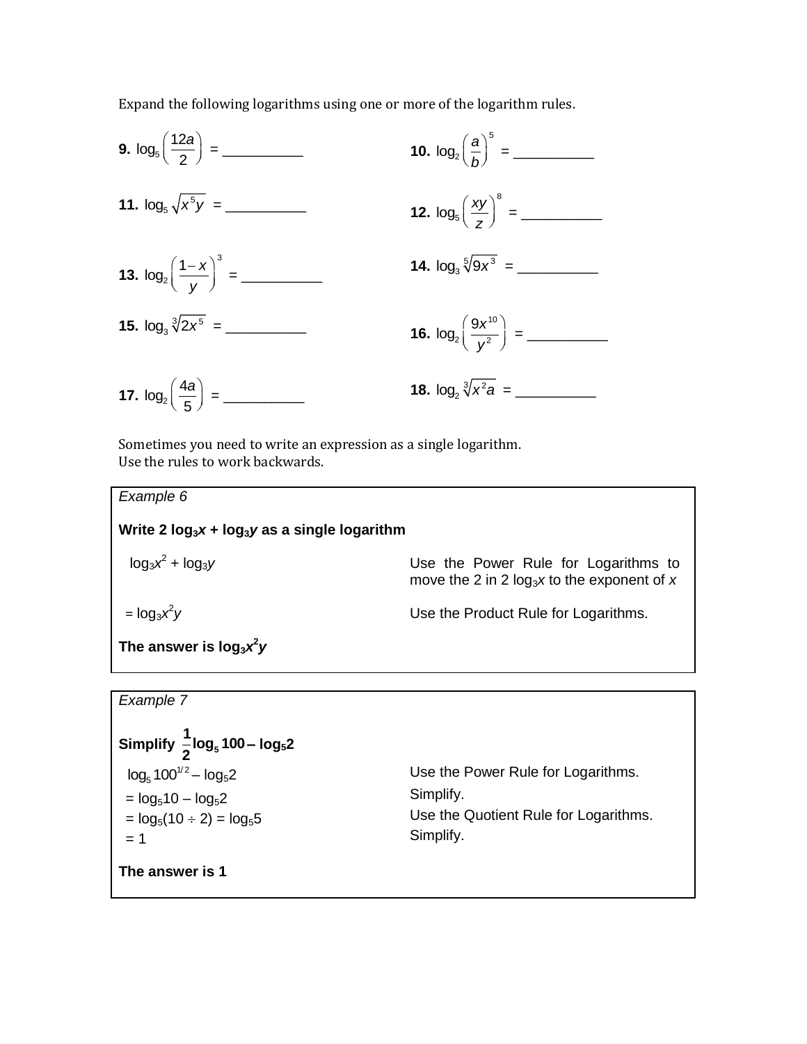Expand the following logarithms using one or more of the logarithm rules.

**9.** $\log_5\left(\frac{12a}{2}\right)$ = __________

**10.** $\log_2\left(\frac{a}{b}\right)^5$ = __________

**11.** $\log_5\sqrt{x^5y}$ = __________

**12.** $\log_5\left(\frac{xy}{z}\right)^8$ = __________

**13.** $\log_2\left(\frac{1-x}{y}\right)^3$ = __________

**14.** $\log_3\sqrt[5]{9x^3}$ = __________

**15.** $\log_3\sqrt[3]{2x^5}$ = __________

**16.** $\log_2\left(\frac{9x^{10}}{y^2}\right)$ = __________

**17.** $\log_2\left(\frac{4a}{5}\right)$ = __________

**18.** $\log_2\sqrt[3]{x^2a}$ = __________

Sometimes you need to write an expression as a single logarithm.
Use the rules to work backwards.

*Example 6*

**Write 2 $\log_3 x + \log_3 y$ as a single logarithm**

| | |
|---|---|
| $\log_3 x^2 + \log_3 y$ | Use the Power Rule for Logarithms to move the 2 in 2 $\log_3 x$ to the exponent of $x$ |
| $= \log_3 x^2 y$ | Use the Product Rule for Logarithms. |

**The answer is $\log_3 x^2 y$**

*Example 7*

**Simplify $\frac{1}{2}\log_5 100 - \log_5 2$**

| | |
|---|---|
| $\log_5 100^{1/2} - \log_5 2$ | Use the Power Rule for Logarithms. |
| $= \log_5 10 - \log_5 2$ | Simplify. |
| $= \log_5(10 \div 2) = \log_5 5$ | Use the Quotient Rule for Logarithms. |
| $= 1$ | Simplify. |

**The answer is 1**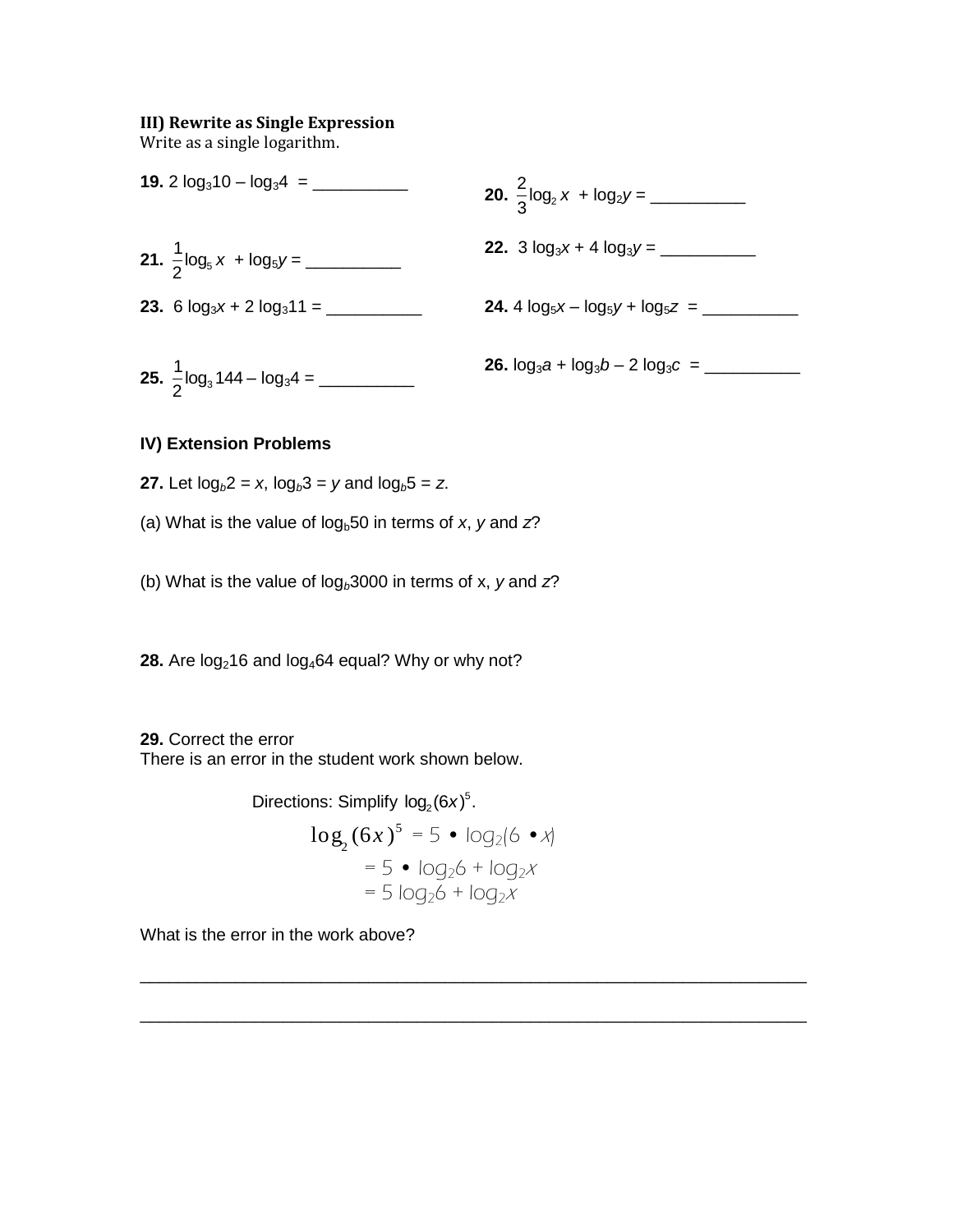### III) Rewrite as Single Expression

Write as a single logarithm.

**19.** $2\log_3 10 - \log_3 4$ = __________

**20.** $\frac{2}{3}\log_2 x + \log_2 y$ = __________

**21.** $\frac{1}{2}\log_5 x + \log_5 y$ = __________

**22.** $3\log_3 x + 4\log_3 y$ = __________

**23.** $6\log_3 x + 2\log_3 11$ = __________

**24.** $4\log_5 x - \log_5 y + \log_5 z$ = __________

**25.** $\frac{1}{2}\log_3 144 - \log_3 4$ = __________

**26.** $\log_3 a + \log_3 b - 2\log_3 c$ = __________

### IV) Extension Problems

**27.** Let $\log_b 2 = x$, $\log_b 3 = y$ and $\log_b 5 = z$.

(a) What is the value of $\log_b 50$ in terms of $x$, $y$ and $z$?

(b) What is the value of $\log_b 3000$ in terms of x, $y$ and $z$?

**28.** Are $\log_2 16$ and $\log_4 64$ equal? Why or why not?

**29.** Correct the error

There is an error in the student work shown below.

Directions: Simplify $\log_2(6x)^5$.

$$\log_2(6x)^5 = 5 \bullet \log_2(6 \bullet x)$$
$$= 5 \bullet \log_2 6 + \log_2 x$$
$$= 5\log_2 6 + \log_2 x$$

What is the error in the work above?

______________________________________________________________________

______________________________________________________________________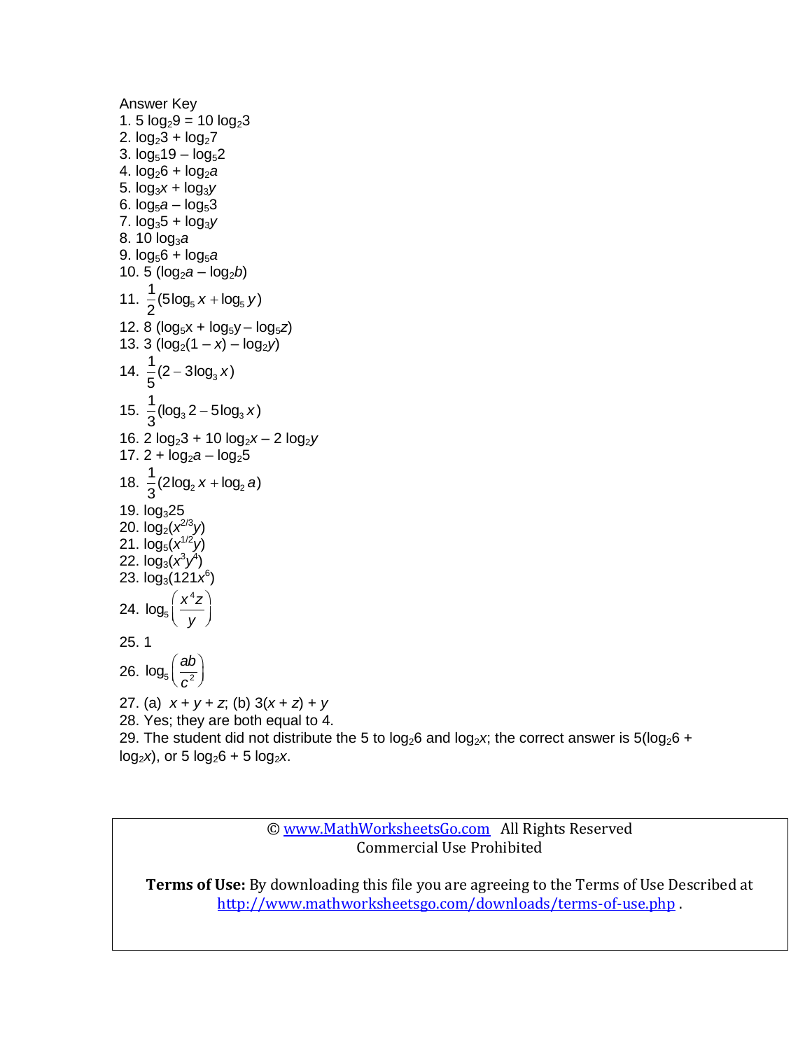Answer Key

1. $5 \log_2 9 = 10 \log_2 3$
2. $\log_2 3 + \log_2 7$
3. $\log_5 19 - \log_5 2$
4. $\log_2 6 + \log_2 a$
5. $\log_3 x + \log_3 y$
6. $\log_5 a - \log_5 3$
7. $\log_3 5 + \log_3 y$
8. $10 \log_3 a$
9. $\log_5 6 + \log_5 a$
10. $5 (\log_2 a - \log_2 b)$
11. $\frac{1}{2}(5\log_5 x + \log_5 y)$
12. $8 (\log_5 x + \log_5 y - \log_5 z)$
13. $3 (\log_2(1 - x) - \log_2 y)$
14. $\frac{1}{5}(2 - 3\log_3 x)$
15. $\frac{1}{3}(\log_3 2 - 5\log_3 x)$
16. $2 \log_2 3 + 10 \log_2 x - 2 \log_2 y$
17. $2 + \log_2 a - \log_2 5$
18. $\frac{1}{3}(2\log_2 x + \log_2 a)$
19. $\log_3 25$
20. $\log_2(x^{2/3}y)$
21. $\log_5(x^{1/2}y)$
22. $\log_3(x^3y^4)$
23. $\log_3(121x^6)$
24. $\log_5\left(\frac{x^4 z}{y}\right)$
25. 1
26. $\log_5\left(\frac{ab}{c^2}\right)$
27. (a) $x + y + z$; (b) $3(x + z) + y$
28. Yes; they are both equal to 4.
29. The student did not distribute the 5 to $\log_2 6$ and $\log_2 x$; the correct answer is $5(\log_2 6 + \log_2 x)$, or $5 \log_2 6 + 5 \log_2 x$.

© www.MathWorksheetsGo.com All Rights Reserved
Commercial Use Prohibited

**Terms of Use:** By downloading this file you are agreeing to the Terms of Use Described at http://www.mathworksheetsgo.com/downloads/terms-of-use.php .